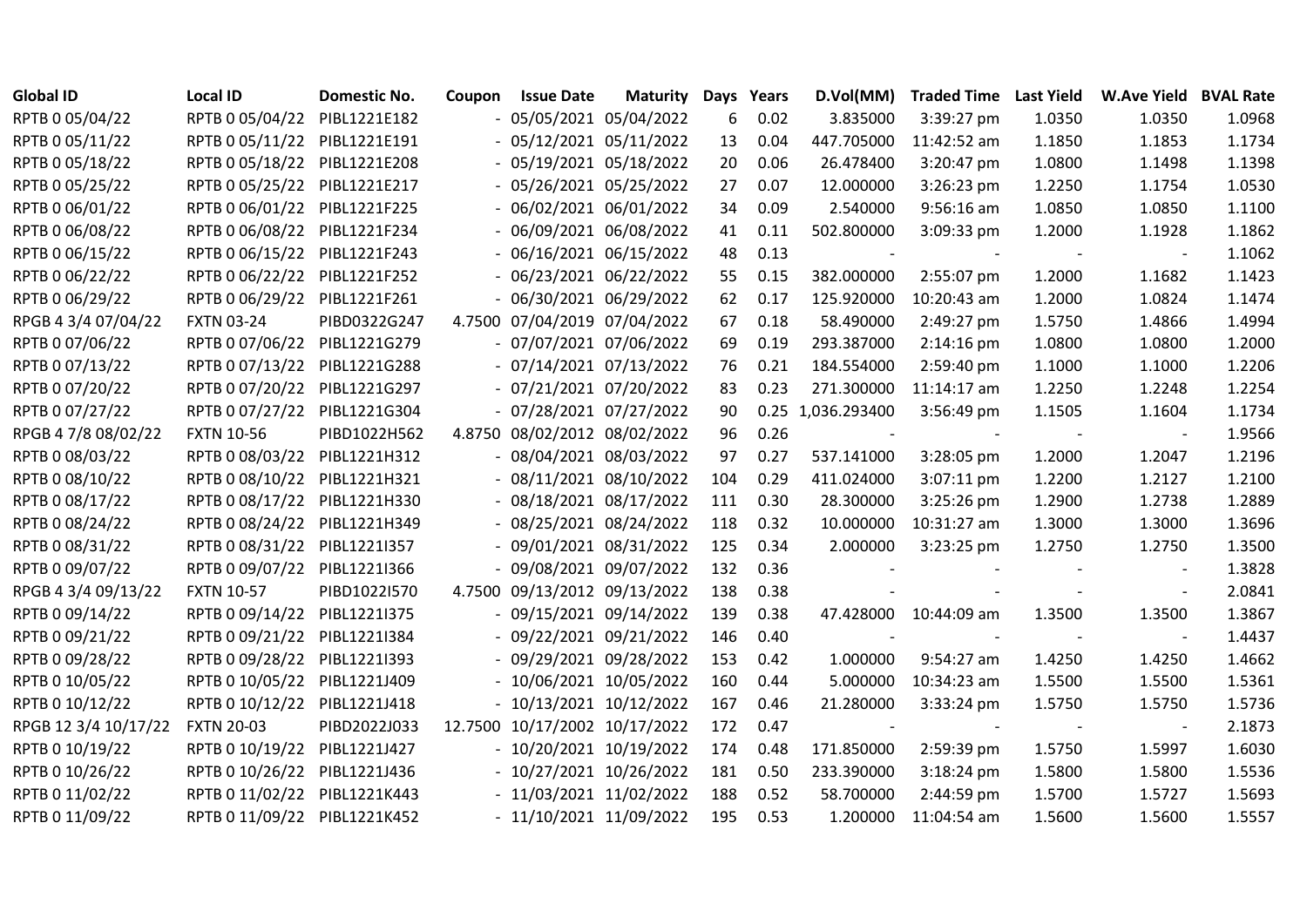| Global ID | Local ID | Domestic No. | Coupon | Issue Date | Maturity | Days | Years | D.Vol(MM) | Traded Time | Last Yield | W.Ave Yield | BVAL Rate |
|---|---|---|---|---|---|---|---|---|---|---|---|---|
| RPTB 0 05/04/22 | RPTB 0 05/04/22 | PIBL1221E182 | - | 05/05/2021 | 05/04/2022 | 6 | 0.02 | 3.835000 | 3:39:27 pm | 1.0350 | 1.0350 | 1.0968 |
| RPTB 0 05/11/22 | RPTB 0 05/11/22 | PIBL1221E191 | - | 05/12/2021 | 05/11/2022 | 13 | 0.04 | 447.705000 | 11:42:52 am | 1.1850 | 1.1853 | 1.1734 |
| RPTB 0 05/18/22 | RPTB 0 05/18/22 | PIBL1221E208 | - | 05/19/2021 | 05/18/2022 | 20 | 0.06 | 26.478400 | 3:20:47 pm | 1.0800 | 1.1498 | 1.1398 |
| RPTB 0 05/25/22 | RPTB 0 05/25/22 | PIBL1221E217 | - | 05/26/2021 | 05/25/2022 | 27 | 0.07 | 12.000000 | 3:26:23 pm | 1.2250 | 1.1754 | 1.0530 |
| RPTB 0 06/01/22 | RPTB 0 06/01/22 | PIBL1221F225 | - | 06/02/2021 | 06/01/2022 | 34 | 0.09 | 2.540000 | 9:56:16 am | 1.0850 | 1.0850 | 1.1100 |
| RPTB 0 06/08/22 | RPTB 0 06/08/22 | PIBL1221F234 | - | 06/09/2021 | 06/08/2022 | 41 | 0.11 | 502.800000 | 3:09:33 pm | 1.2000 | 1.1928 | 1.1862 |
| RPTB 0 06/15/22 | RPTB 0 06/15/22 | PIBL1221F243 | - | 06/16/2021 | 06/15/2022 | 48 | 0.13 | - | - | - | - | 1.1062 |
| RPTB 0 06/22/22 | RPTB 0 06/22/22 | PIBL1221F252 | - | 06/23/2021 | 06/22/2022 | 55 | 0.15 | 382.000000 | 2:55:07 pm | 1.2000 | 1.1682 | 1.1423 |
| RPTB 0 06/29/22 | RPTB 0 06/29/22 | PIBL1221F261 | - | 06/30/2021 | 06/29/2022 | 62 | 0.17 | 125.920000 | 10:20:43 am | 1.2000 | 1.0824 | 1.1474 |
| RPGB 4 3/4 07/04/22 | FXTN 03-24 | PIBD0322G247 | 4.7500 | 07/04/2019 | 07/04/2022 | 67 | 0.18 | 58.490000 | 2:49:27 pm | 1.5750 | 1.4866 | 1.4994 |
| RPTB 0 07/06/22 | RPTB 0 07/06/22 | PIBL1221G279 | - | 07/07/2021 | 07/06/2022 | 69 | 0.19 | 293.387000 | 2:14:16 pm | 1.0800 | 1.0800 | 1.2000 |
| RPTB 0 07/13/22 | RPTB 0 07/13/22 | PIBL1221G288 | - | 07/14/2021 | 07/13/2022 | 76 | 0.21 | 184.554000 | 2:59:40 pm | 1.1000 | 1.1000 | 1.2206 |
| RPTB 0 07/20/22 | RPTB 0 07/20/22 | PIBL1221G297 | - | 07/21/2021 | 07/20/2022 | 83 | 0.23 | 271.300000 | 11:14:17 am | 1.2250 | 1.2248 | 1.2254 |
| RPTB 0 07/27/22 | RPTB 0 07/27/22 | PIBL1221G304 | - | 07/28/2021 | 07/27/2022 | 90 | 0.25 | 1,036.293400 | 3:56:49 pm | 1.1505 | 1.1604 | 1.1734 |
| RPGB 4 7/8 08/02/22 | FXTN 10-56 | PIBD1022H562 | 4.8750 | 08/02/2012 | 08/02/2022 | 96 | 0.26 | - | - | - | - | 1.9566 |
| RPTB 0 08/03/22 | RPTB 0 08/03/22 | PIBL1221H312 | - | 08/04/2021 | 08/03/2022 | 97 | 0.27 | 537.141000 | 3:28:05 pm | 1.2000 | 1.2047 | 1.2196 |
| RPTB 0 08/10/22 | RPTB 0 08/10/22 | PIBL1221H321 | - | 08/11/2021 | 08/10/2022 | 104 | 0.29 | 411.024000 | 3:07:11 pm | 1.2200 | 1.2127 | 1.2100 |
| RPTB 0 08/17/22 | RPTB 0 08/17/22 | PIBL1221H330 | - | 08/18/2021 | 08/17/2022 | 111 | 0.30 | 28.300000 | 3:25:26 pm | 1.2900 | 1.2738 | 1.2889 |
| RPTB 0 08/24/22 | RPTB 0 08/24/22 | PIBL1221H349 | - | 08/25/2021 | 08/24/2022 | 118 | 0.32 | 10.000000 | 10:31:27 am | 1.3000 | 1.3000 | 1.3696 |
| RPTB 0 08/31/22 | RPTB 0 08/31/22 | PIBL1221I357 | - | 09/01/2021 | 08/31/2022 | 125 | 0.34 | 2.000000 | 3:23:25 pm | 1.2750 | 1.2750 | 1.3500 |
| RPTB 0 09/07/22 | RPTB 0 09/07/22 | PIBL1221I366 | - | 09/08/2021 | 09/07/2022 | 132 | 0.36 | - | - | - | - | 1.3828 |
| RPGB 4 3/4 09/13/22 | FXTN 10-57 | PIBD1022I570 | 4.7500 | 09/13/2012 | 09/13/2022 | 138 | 0.38 | - | - | - | - | 2.0841 |
| RPTB 0 09/14/22 | RPTB 0 09/14/22 | PIBL1221I375 | - | 09/15/2021 | 09/14/2022 | 139 | 0.38 | 47.428000 | 10:44:09 am | 1.3500 | 1.3500 | 1.3867 |
| RPTB 0 09/21/22 | RPTB 0 09/21/22 | PIBL1221I384 | - | 09/22/2021 | 09/21/2022 | 146 | 0.40 | - | - | - | - | 1.4437 |
| RPTB 0 09/28/22 | RPTB 0 09/28/22 | PIBL1221I393 | - | 09/29/2021 | 09/28/2022 | 153 | 0.42 | 1.000000 | 9:54:27 am | 1.4250 | 1.4250 | 1.4662 |
| RPTB 0 10/05/22 | RPTB 0 10/05/22 | PIBL1221J409 | - | 10/06/2021 | 10/05/2022 | 160 | 0.44 | 5.000000 | 10:34:23 am | 1.5500 | 1.5500 | 1.5361 |
| RPTB 0 10/12/22 | RPTB 0 10/12/22 | PIBL1221J418 | - | 10/13/2021 | 10/12/2022 | 167 | 0.46 | 21.280000 | 3:33:24 pm | 1.5750 | 1.5750 | 1.5736 |
| RPGB 12 3/4 10/17/22 | FXTN 20-03 | PIBD2022J033 | 12.7500 | 10/17/2002 | 10/17/2022 | 172 | 0.47 | - | - | - | - | 2.1873 |
| RPTB 0 10/19/22 | RPTB 0 10/19/22 | PIBL1221J427 | - | 10/20/2021 | 10/19/2022 | 174 | 0.48 | 171.850000 | 2:59:39 pm | 1.5750 | 1.5997 | 1.6030 |
| RPTB 0 10/26/22 | RPTB 0 10/26/22 | PIBL1221J436 | - | 10/27/2021 | 10/26/2022 | 181 | 0.50 | 233.390000 | 3:18:24 pm | 1.5800 | 1.5800 | 1.5536 |
| RPTB 0 11/02/22 | RPTB 0 11/02/22 | PIBL1221K443 | - | 11/03/2021 | 11/02/2022 | 188 | 0.52 | 58.700000 | 2:44:59 pm | 1.5700 | 1.5727 | 1.5693 |
| RPTB 0 11/09/22 | RPTB 0 11/09/22 | PIBL1221K452 | - | 11/10/2021 | 11/09/2022 | 195 | 0.53 | 1.200000 | 11:04:54 am | 1.5600 | 1.5600 | 1.5557 |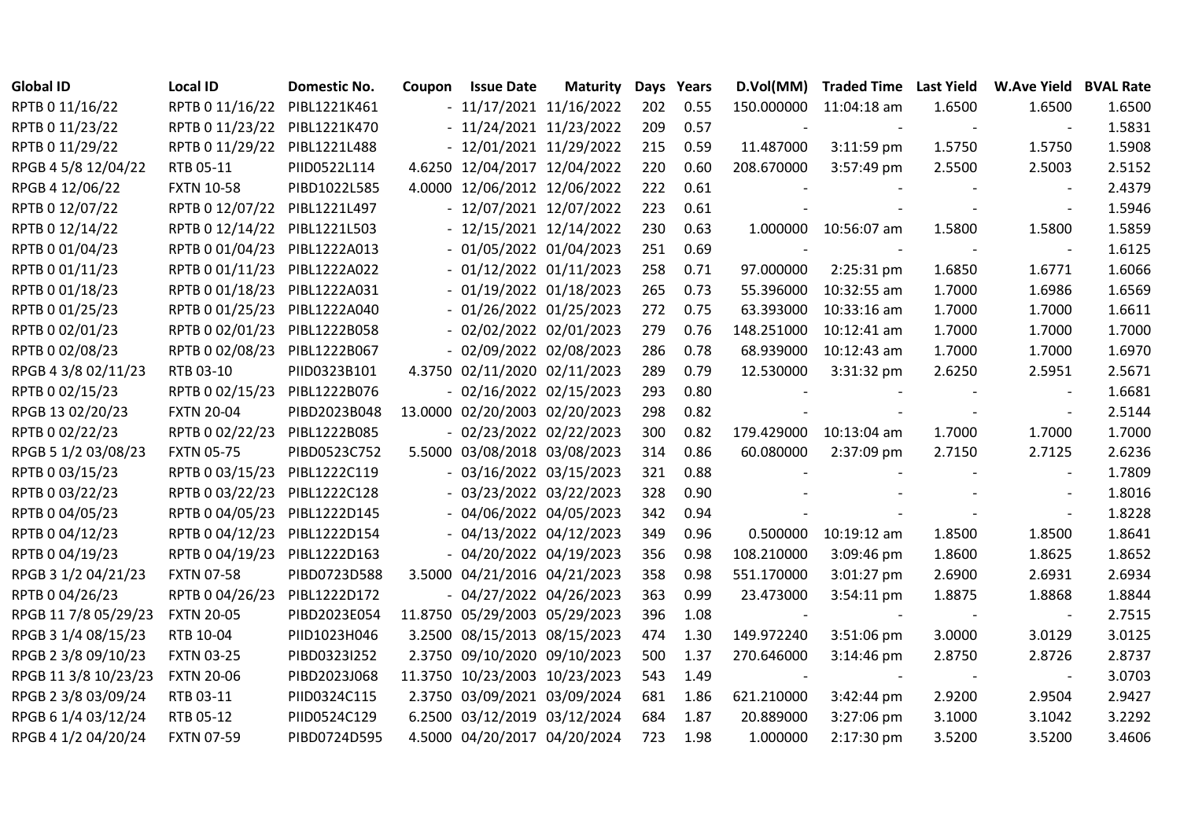| Global ID | Local ID | Domestic No. | Coupon | Issue Date | Maturity | Days | Years | D.Vol(MM) | Traded Time | Last Yield | W.Ave Yield | BVAL Rate |
|---|---|---|---|---|---|---|---|---|---|---|---|---|
| RPTB 0 11/16/22 | RPTB 0 11/16/22 | PIBL1221K461 | - | 11/17/2021 | 11/16/2022 | 202 | 0.55 | 150.000000 | 11:04:18 am | 1.6500 | 1.6500 | 1.6500 |
| RPTB 0 11/23/22 | RPTB 0 11/23/22 | PIBL1221K470 | - | 11/24/2021 | 11/23/2022 | 209 | 0.57 | - | - | - | - | 1.5831 |
| RPTB 0 11/29/22 | RPTB 0 11/29/22 | PIBL1221L488 | - | 12/01/2021 | 11/29/2022 | 215 | 0.59 | 11.487000 | 3:11:59 pm | 1.5750 | 1.5750 | 1.5908 |
| RPGB 4 5/8 12/04/22 | RTB 05-11 | PIID0522L114 | 4.6250 | 12/04/2017 | 12/04/2022 | 220 | 0.60 | 208.670000 | 3:57:49 pm | 2.5500 | 2.5003 | 2.5152 |
| RPGB 4 12/06/22 | FXTN 10-58 | PIBD1022L585 | 4.0000 | 12/06/2012 | 12/06/2022 | 222 | 0.61 | - | - | - | - | 2.4379 |
| RPTB 0 12/07/22 | RPTB 0 12/07/22 | PIBL1221L497 | - | 12/07/2021 | 12/07/2022 | 223 | 0.61 | - | - | - | - | 1.5946 |
| RPTB 0 12/14/22 | RPTB 0 12/14/22 | PIBL1221L503 | - | 12/15/2021 | 12/14/2022 | 230 | 0.63 | 1.000000 | 10:56:07 am | 1.5800 | 1.5800 | 1.5859 |
| RPTB 0 01/04/23 | RPTB 0 01/04/23 | PIBL1222A013 | - | 01/05/2022 | 01/04/2023 | 251 | 0.69 | - | - | - | - | 1.6125 |
| RPTB 0 01/11/23 | RPTB 0 01/11/23 | PIBL1222A022 | - | 01/12/2022 | 01/11/2023 | 258 | 0.71 | 97.000000 | 2:25:31 pm | 1.6850 | 1.6771 | 1.6066 |
| RPTB 0 01/18/23 | RPTB 0 01/18/23 | PIBL1222A031 | - | 01/19/2022 | 01/18/2023 | 265 | 0.73 | 55.396000 | 10:32:55 am | 1.7000 | 1.6986 | 1.6569 |
| RPTB 0 01/25/23 | RPTB 0 01/25/23 | PIBL1222A040 | - | 01/26/2022 | 01/25/2023 | 272 | 0.75 | 63.393000 | 10:33:16 am | 1.7000 | 1.7000 | 1.6611 |
| RPTB 0 02/01/23 | RPTB 0 02/01/23 | PIBL1222B058 | - | 02/02/2022 | 02/01/2023 | 279 | 0.76 | 148.251000 | 10:12:41 am | 1.7000 | 1.7000 | 1.7000 |
| RPTB 0 02/08/23 | RPTB 0 02/08/23 | PIBL1222B067 | - | 02/09/2022 | 02/08/2023 | 286 | 0.78 | 68.939000 | 10:12:43 am | 1.7000 | 1.7000 | 1.6970 |
| RPGB 4 3/8 02/11/23 | RTB 03-10 | PIID0323B101 | 4.3750 | 02/11/2020 | 02/11/2023 | 289 | 0.79 | 12.530000 | 3:31:32 pm | 2.6250 | 2.5951 | 2.5671 |
| RPTB 0 02/15/23 | RPTB 0 02/15/23 | PIBL1222B076 | - | 02/16/2022 | 02/15/2023 | 293 | 0.80 | - | - | - | - | 1.6681 |
| RPGB 13 02/20/23 | FXTN 20-04 | PIBD2023B048 | 13.0000 | 02/20/2003 | 02/20/2023 | 298 | 0.82 | - | - | - | - | 2.5144 |
| RPTB 0 02/22/23 | RPTB 0 02/22/23 | PIBL1222B085 | - | 02/23/2022 | 02/22/2023 | 300 | 0.82 | 179.429000 | 10:13:04 am | 1.7000 | 1.7000 | 1.7000 |
| RPGB 5 1/2 03/08/23 | FXTN 05-75 | PIBD0523C752 | 5.5000 | 03/08/2018 | 03/08/2023 | 314 | 0.86 | 60.080000 | 2:37:09 pm | 2.7150 | 2.7125 | 2.6236 |
| RPTB 0 03/15/23 | RPTB 0 03/15/23 | PIBL1222C119 | - | 03/16/2022 | 03/15/2023 | 321 | 0.88 | - | - | - | - | 1.7809 |
| RPTB 0 03/22/23 | RPTB 0 03/22/23 | PIBL1222C128 | - | 03/23/2022 | 03/22/2023 | 328 | 0.90 | - | - | - | - | 1.8016 |
| RPTB 0 04/05/23 | RPTB 0 04/05/23 | PIBL1222D145 | - | 04/06/2022 | 04/05/2023 | 342 | 0.94 | - | - | - | - | 1.8228 |
| RPTB 0 04/12/23 | RPTB 0 04/12/23 | PIBL1222D154 | - | 04/13/2022 | 04/12/2023 | 349 | 0.96 | 0.500000 | 10:19:12 am | 1.8500 | 1.8500 | 1.8641 |
| RPTB 0 04/19/23 | RPTB 0 04/19/23 | PIBL1222D163 | - | 04/20/2022 | 04/19/2023 | 356 | 0.98 | 108.210000 | 3:09:46 pm | 1.8600 | 1.8625 | 1.8652 |
| RPGB 3 1/2 04/21/23 | FXTN 07-58 | PIBD0723D588 | 3.5000 | 04/21/2016 | 04/21/2023 | 358 | 0.98 | 551.170000 | 3:01:27 pm | 2.6900 | 2.6931 | 2.6934 |
| RPTB 0 04/26/23 | RPTB 0 04/26/23 | PIBL1222D172 | - | 04/27/2022 | 04/26/2023 | 363 | 0.99 | 23.473000 | 3:54:11 pm | 1.8875 | 1.8868 | 1.8844 |
| RPGB 11 7/8 05/29/23 | FXTN 20-05 | PIBD2023E054 | 11.8750 | 05/29/2003 | 05/29/2023 | 396 | 1.08 | - | - | - | - | 2.7515 |
| RPGB 3 1/4 08/15/23 | RTB 10-04 | PIID1023H046 | 3.2500 | 08/15/2013 | 08/15/2023 | 474 | 1.30 | 149.972240 | 3:51:06 pm | 3.0000 | 3.0129 | 3.0125 |
| RPGB 2 3/8 09/10/23 | FXTN 03-25 | PIBD0323I252 | 2.3750 | 09/10/2020 | 09/10/2023 | 500 | 1.37 | 270.646000 | 3:14:46 pm | 2.8750 | 2.8726 | 2.8737 |
| RPGB 11 3/8 10/23/23 | FXTN 20-06 | PIBD2023J068 | 11.3750 | 10/23/2003 | 10/23/2023 | 543 | 1.49 | - | - | - | - | 3.0703 |
| RPGB 2 3/8 03/09/24 | RTB 03-11 | PIID0324C115 | 2.3750 | 03/09/2021 | 03/09/2024 | 681 | 1.86 | 621.210000 | 3:42:44 pm | 2.9200 | 2.9504 | 2.9427 |
| RPGB 6 1/4 03/12/24 | RTB 05-12 | PIID0524C129 | 6.2500 | 03/12/2019 | 03/12/2024 | 684 | 1.87 | 20.889000 | 3:27:06 pm | 3.1000 | 3.1042 | 3.2292 |
| RPGB 4 1/2 04/20/24 | FXTN 07-59 | PIBD0724D595 | 4.5000 | 04/20/2017 | 04/20/2024 | 723 | 1.98 | 1.000000 | 2:17:30 pm | 3.5200 | 3.5200 | 3.4606 |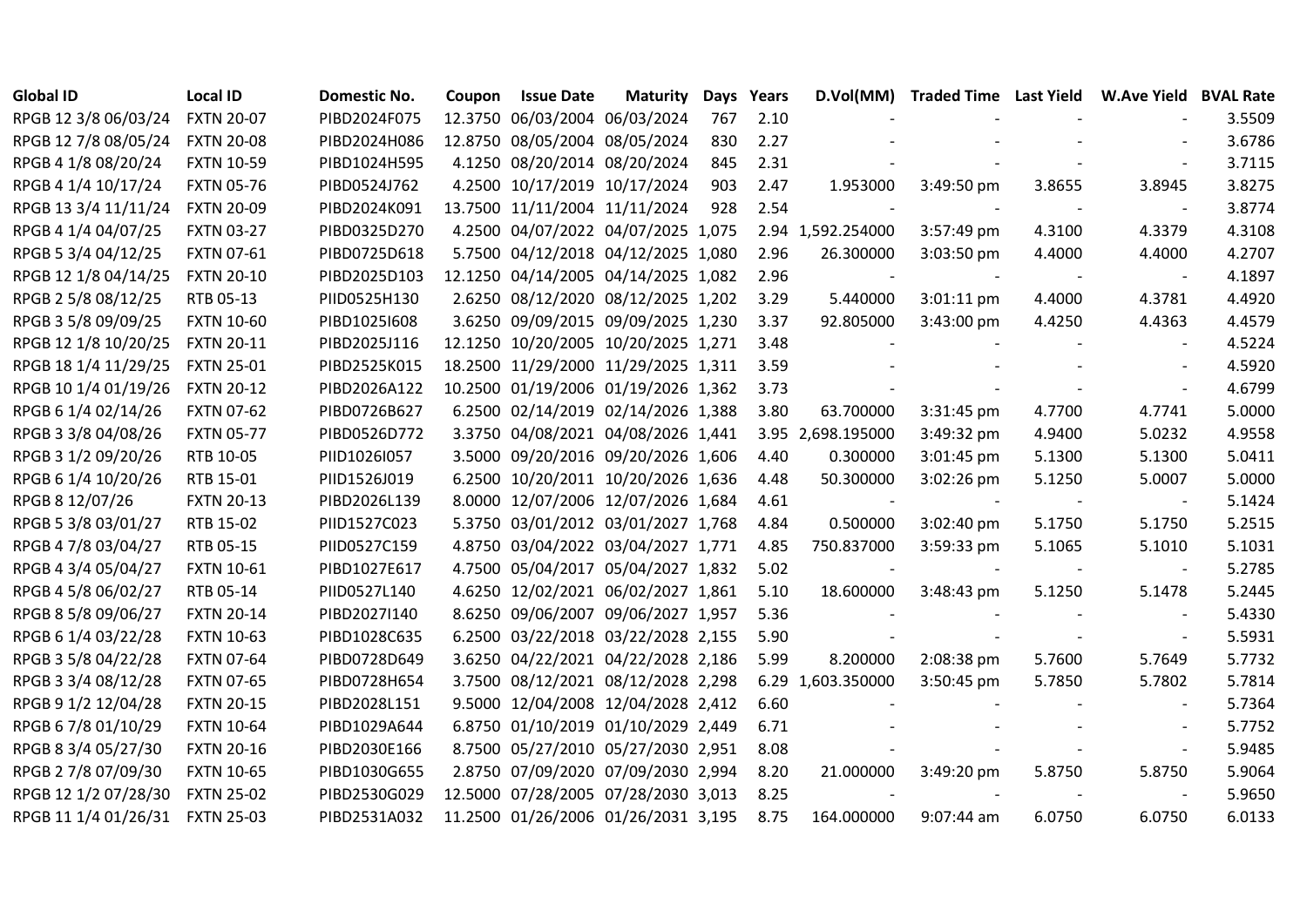| Global ID | Local ID | Domestic No. | Coupon | Issue Date | Maturity | Days | Years | D.Vol(MM) | Traded Time | Last Yield | W.Ave Yield | BVAL Rate |
|---|---|---|---|---|---|---|---|---|---|---|---|---|
| RPGB 12 3/8 06/03/24 | FXTN 20-07 | PIBD2024F075 | 12.3750 | 06/03/2004 | 06/03/2024 | 767 | 2.10 | - | - | - | - | 3.5509 |
| RPGB 12 7/8 08/05/24 | FXTN 20-08 | PIBD2024H086 | 12.8750 | 08/05/2004 | 08/05/2024 | 830 | 2.27 | - | - | - | - | 3.6786 |
| RPGB 4 1/8 08/20/24 | FXTN 10-59 | PIBD1024H595 | 4.1250 | 08/20/2014 | 08/20/2024 | 845 | 2.31 | - | - | - | - | 3.7115 |
| RPGB 4 1/4 10/17/24 | FXTN 05-76 | PIBD0524J762 | 4.2500 | 10/17/2019 | 10/17/2024 | 903 | 2.47 | 1.953000 | 3:49:50 pm | 3.8655 | 3.8945 | 3.8275 |
| RPGB 13 3/4 11/11/24 | FXTN 20-09 | PIBD2024K091 | 13.7500 | 11/11/2004 | 11/11/2024 | 928 | 2.54 | - | - | - | - | 3.8774 |
| RPGB 4 1/4 04/07/25 | FXTN 03-27 | PIBD0325D270 | 4.2500 | 04/07/2022 | 04/07/2025 | 1,075 | 2.94 | 1,592.254000 | 3:57:49 pm | 4.3100 | 4.3379 | 4.3108 |
| RPGB 5 3/4 04/12/25 | FXTN 07-61 | PIBD0725D618 | 5.7500 | 04/12/2018 | 04/12/2025 | 1,080 | 2.96 | 26.300000 | 3:03:50 pm | 4.4000 | 4.4000 | 4.2707 |
| RPGB 12 1/8 04/14/25 | FXTN 20-10 | PIBD2025D103 | 12.1250 | 04/14/2005 | 04/14/2025 | 1,082 | 2.96 | - | - | - | - | 4.1897 |
| RPGB 2 5/8 08/12/25 | RTB 05-13 | PIID0525H130 | 2.6250 | 08/12/2020 | 08/12/2025 | 1,202 | 3.29 | 5.440000 | 3:01:11 pm | 4.4000 | 4.3781 | 4.4920 |
| RPGB 3 5/8 09/09/25 | FXTN 10-60 | PIBD1025I608 | 3.6250 | 09/09/2015 | 09/09/2025 | 1,230 | 3.37 | 92.805000 | 3:43:00 pm | 4.4250 | 4.4363 | 4.4579 |
| RPGB 12 1/8 10/20/25 | FXTN 20-11 | PIBD2025J116 | 12.1250 | 10/20/2005 | 10/20/2025 | 1,271 | 3.48 | - | - | - | - | 4.5224 |
| RPGB 18 1/4 11/29/25 | FXTN 25-01 | PIBD2525K015 | 18.2500 | 11/29/2000 | 11/29/2025 | 1,311 | 3.59 | - | - | - | - | 4.5920 |
| RPGB 10 1/4 01/19/26 | FXTN 20-12 | PIBD2026A122 | 10.2500 | 01/19/2006 | 01/19/2026 | 1,362 | 3.73 | - | - | - | - | 4.6799 |
| RPGB 6 1/4 02/14/26 | FXTN 07-62 | PIBD0726B627 | 6.2500 | 02/14/2019 | 02/14/2026 | 1,388 | 3.80 | 63.700000 | 3:31:45 pm | 4.7700 | 4.7741 | 5.0000 |
| RPGB 3 3/8 04/08/26 | FXTN 05-77 | PIBD0526D772 | 3.3750 | 04/08/2021 | 04/08/2026 | 1,441 | 3.95 | 2,698.195000 | 3:49:32 pm | 4.9400 | 5.0232 | 4.9558 |
| RPGB 3 1/2 09/20/26 | RTB 10-05 | PIID1026I057 | 3.5000 | 09/20/2016 | 09/20/2026 | 1,606 | 4.40 | 0.300000 | 3:01:45 pm | 5.1300 | 5.1300 | 5.0411 |
| RPGB 6 1/4 10/20/26 | RTB 15-01 | PIID1526J019 | 6.2500 | 10/20/2011 | 10/20/2026 | 1,636 | 4.48 | 50.300000 | 3:02:26 pm | 5.1250 | 5.0007 | 5.0000 |
| RPGB 8 12/07/26 | FXTN 20-13 | PIBD2026L139 | 8.0000 | 12/07/2006 | 12/07/2026 | 1,684 | 4.61 | - | - | - | - | 5.1424 |
| RPGB 5 3/8 03/01/27 | RTB 15-02 | PIID1527C023 | 5.3750 | 03/01/2012 | 03/01/2027 | 1,768 | 4.84 | 0.500000 | 3:02:40 pm | 5.1750 | 5.1750 | 5.2515 |
| RPGB 4 7/8 03/04/27 | RTB 05-15 | PIID0527C159 | 4.8750 | 03/04/2022 | 03/04/2027 | 1,771 | 4.85 | 750.837000 | 3:59:33 pm | 5.1065 | 5.1010 | 5.1031 |
| RPGB 4 3/4 05/04/27 | FXTN 10-61 | PIBD1027E617 | 4.7500 | 05/04/2017 | 05/04/2027 | 1,832 | 5.02 | - | - | - | - | 5.2785 |
| RPGB 4 5/8 06/02/27 | RTB 05-14 | PIID0527L140 | 4.6250 | 12/02/2021 | 06/02/2027 | 1,861 | 5.10 | 18.600000 | 3:48:43 pm | 5.1250 | 5.1478 | 5.2445 |
| RPGB 8 5/8 09/06/27 | FXTN 20-14 | PIBD2027I140 | 8.6250 | 09/06/2007 | 09/06/2027 | 1,957 | 5.36 | - | - | - | - | 5.4330 |
| RPGB 6 1/4 03/22/28 | FXTN 10-63 | PIBD1028C635 | 6.2500 | 03/22/2018 | 03/22/2028 | 2,155 | 5.90 | - | - | - | - | 5.5931 |
| RPGB 3 5/8 04/22/28 | FXTN 07-64 | PIBD0728D649 | 3.6250 | 04/22/2021 | 04/22/2028 | 2,186 | 5.99 | 8.200000 | 2:08:38 pm | 5.7600 | 5.7649 | 5.7732 |
| RPGB 3 3/4 08/12/28 | FXTN 07-65 | PIBD0728H654 | 3.7500 | 08/12/2021 | 08/12/2028 | 2,298 | 6.29 | 1,603.350000 | 3:50:45 pm | 5.7850 | 5.7802 | 5.7814 |
| RPGB 9 1/2 12/04/28 | FXTN 20-15 | PIBD2028L151 | 9.5000 | 12/04/2008 | 12/04/2028 | 2,412 | 6.60 | - | - | - | - | 5.7364 |
| RPGB 6 7/8 01/10/29 | FXTN 10-64 | PIBD1029A644 | 6.8750 | 01/10/2019 | 01/10/2029 | 2,449 | 6.71 | - | - | - | - | 5.7752 |
| RPGB 8 3/4 05/27/30 | FXTN 20-16 | PIBD2030E166 | 8.7500 | 05/27/2010 | 05/27/2030 | 2,951 | 8.08 | - | - | - | - | 5.9485 |
| RPGB 2 7/8 07/09/30 | FXTN 10-65 | PIBD1030G655 | 2.8750 | 07/09/2020 | 07/09/2030 | 2,994 | 8.20 | 21.000000 | 3:49:20 pm | 5.8750 | 5.8750 | 5.9064 |
| RPGB 12 1/2 07/28/30 | FXTN 25-02 | PIBD2530G029 | 12.5000 | 07/28/2005 | 07/28/2030 | 3,013 | 8.25 | - | - | - | - | 5.9650 |
| RPGB 11 1/4 01/26/31 | FXTN 25-03 | PIBD2531A032 | 11.2500 | 01/26/2006 | 01/26/2031 | 3,195 | 8.75 | 164.000000 | 9:07:44 am | 6.0750 | 6.0750 | 6.0133 |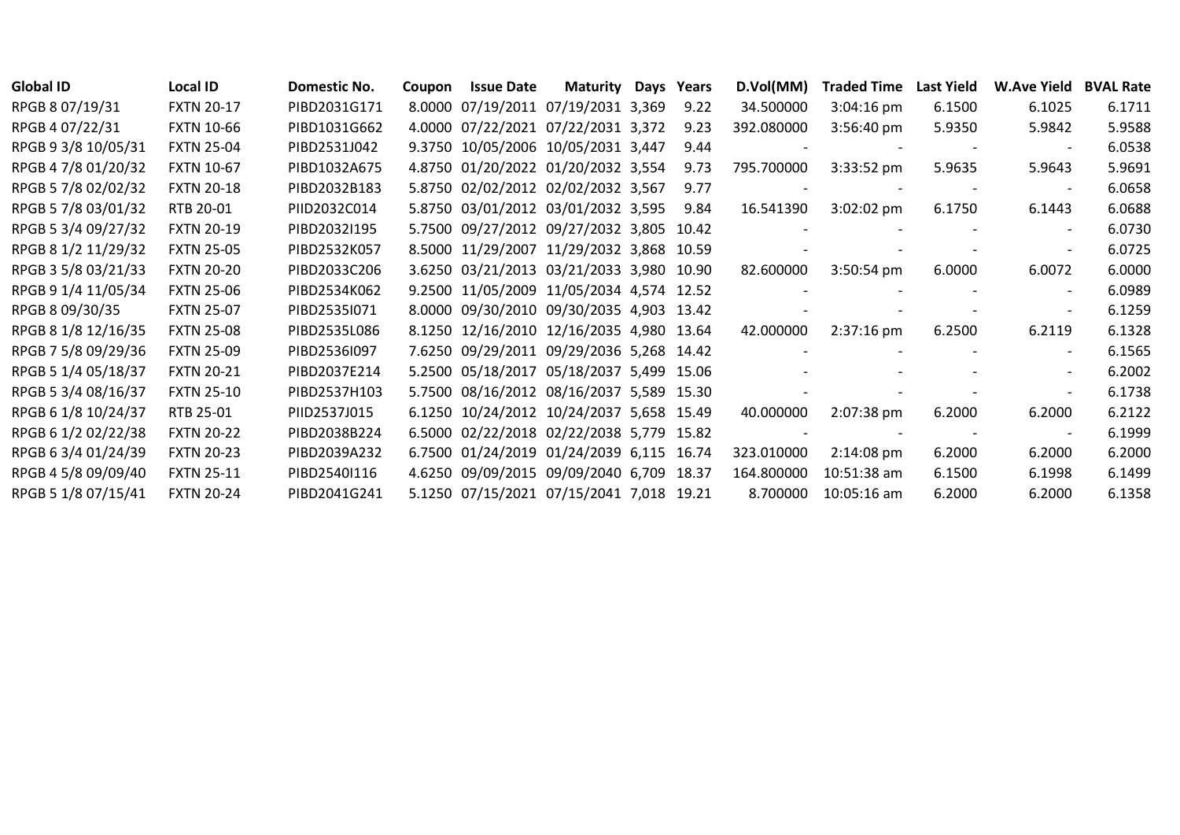| Global ID | Local ID | Domestic No. | Coupon | Issue Date | Maturity | Days | Years | D.Vol(MM) | Traded Time | Last Yield | W.Ave Yield | BVAL Rate |
|---|---|---|---|---|---|---|---|---|---|---|---|---|
| RPGB 8 07/19/31 | FXTN 20-17 | PIBD2031G171 | 8.0000 | 07/19/2011 | 07/19/2031 | 3,369 | 9.22 | 34.500000 | 3:04:16 pm | 6.1500 | 6.1025 | 6.1711 |
| RPGB 4 07/22/31 | FXTN 10-66 | PIBD1031G662 | 4.0000 | 07/22/2021 | 07/22/2031 | 3,372 | 9.23 | 392.080000 | 3:56:40 pm | 5.9350 | 5.9842 | 5.9588 |
| RPGB 9 3/8 10/05/31 | FXTN 25-04 | PIBD2531J042 | 9.3750 | 10/05/2006 | 10/05/2031 | 3,447 | 9.44 | - | - | - | - | 6.0538 |
| RPGB 4 7/8 01/20/32 | FXTN 10-67 | PIBD1032A675 | 4.8750 | 01/20/2022 | 01/20/2032 | 3,554 | 9.73 | 795.700000 | 3:33:52 pm | 5.9635 | 5.9643 | 5.9691 |
| RPGB 5 7/8 02/02/32 | FXTN 20-18 | PIBD2032B183 | 5.8750 | 02/02/2012 | 02/02/2032 | 3,567 | 9.77 | - | - | - | - | 6.0658 |
| RPGB 5 7/8 03/01/32 | RTB 20-01 | PIID2032C014 | 5.8750 | 03/01/2012 | 03/01/2032 | 3,595 | 9.84 | 16.541390 | 3:02:02 pm | 6.1750 | 6.1443 | 6.0688 |
| RPGB 5 3/4 09/27/32 | FXTN 20-19 | PIBD2032I195 | 5.7500 | 09/27/2012 | 09/27/2032 | 3,805 | 10.42 | - | - | - | - | 6.0730 |
| RPGB 8 1/2 11/29/32 | FXTN 25-05 | PIBD2532K057 | 8.5000 | 11/29/2007 | 11/29/2032 | 3,868 | 10.59 | - | - | - | - | 6.0725 |
| RPGB 3 5/8 03/21/33 | FXTN 20-20 | PIBD2033C206 | 3.6250 | 03/21/2013 | 03/21/2033 | 3,980 | 10.90 | 82.600000 | 3:50:54 pm | 6.0000 | 6.0072 | 6.0000 |
| RPGB 9 1/4 11/05/34 | FXTN 25-06 | PIBD2534K062 | 9.2500 | 11/05/2009 | 11/05/2034 | 4,574 | 12.52 | - | - | - | - | 6.0989 |
| RPGB 8 09/30/35 | FXTN 25-07 | PIBD2535I071 | 8.0000 | 09/30/2010 | 09/30/2035 | 4,903 | 13.42 | - | - | - | - | 6.1259 |
| RPGB 8 1/8 12/16/35 | FXTN 25-08 | PIBD2535L086 | 8.1250 | 12/16/2010 | 12/16/2035 | 4,980 | 13.64 | 42.000000 | 2:37:16 pm | 6.2500 | 6.2119 | 6.1328 |
| RPGB 7 5/8 09/29/36 | FXTN 25-09 | PIBD2536I097 | 7.6250 | 09/29/2011 | 09/29/2036 | 5,268 | 14.42 | - | - | - | - | 6.1565 |
| RPGB 5 1/4 05/18/37 | FXTN 20-21 | PIBD2037E214 | 5.2500 | 05/18/2017 | 05/18/2037 | 5,499 | 15.06 | - | - | - | - | 6.2002 |
| RPGB 5 3/4 08/16/37 | FXTN 25-10 | PIBD2537H103 | 5.7500 | 08/16/2012 | 08/16/2037 | 5,589 | 15.30 | - | - | - | - | 6.1738 |
| RPGB 6 1/8 10/24/37 | RTB 25-01 | PIID2537J015 | 6.1250 | 10/24/2012 | 10/24/2037 | 5,658 | 15.49 | 40.000000 | 2:07:38 pm | 6.2000 | 6.2000 | 6.2122 |
| RPGB 6 1/2 02/22/38 | FXTN 20-22 | PIBD2038B224 | 6.5000 | 02/22/2018 | 02/22/2038 | 5,779 | 15.82 | - | - | - | - | 6.1999 |
| RPGB 6 3/4 01/24/39 | FXTN 20-23 | PIBD2039A232 | 6.7500 | 01/24/2019 | 01/24/2039 | 6,115 | 16.74 | 323.010000 | 2:14:08 pm | 6.2000 | 6.2000 | 6.2000 |
| RPGB 4 5/8 09/09/40 | FXTN 25-11 | PIBD2540I116 | 4.6250 | 09/09/2015 | 09/09/2040 | 6,709 | 18.37 | 164.800000 | 10:51:38 am | 6.1500 | 6.1998 | 6.1499 |
| RPGB 5 1/8 07/15/41 | FXTN 20-24 | PIBD2041G241 | 5.1250 | 07/15/2021 | 07/15/2041 | 7,018 | 19.21 | 8.700000 | 10:05:16 am | 6.2000 | 6.2000 | 6.1358 |